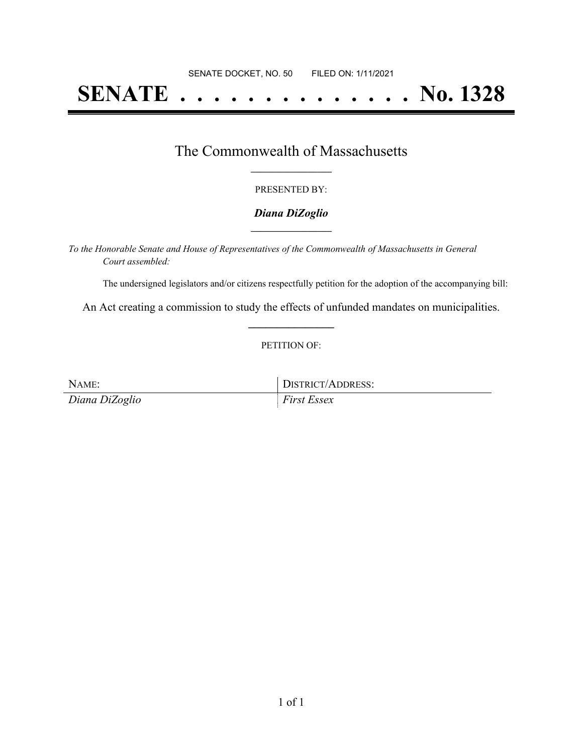SENATE DOCKET, NO. 50        FILED ON: 1/11/2021

# SENATE . . . . . . . . . . . . . . No. 1328

## The Commonwealth of Massachusetts

PRESENTED BY:

***Diana DiZoglio***

*To the Honorable Senate and House of Representatives of the Commonwealth of Massachusetts in General Court assembled:*

The undersigned legislators and/or citizens respectfully petition for the adoption of the accompanying bill:

An Act creating a commission to study the effects of unfunded mandates on municipalities.

PETITION OF:

| NAME: | DISTRICT/ADDRESS: |
| --- | --- |
| *Diana DiZoglio* | *First Essex* |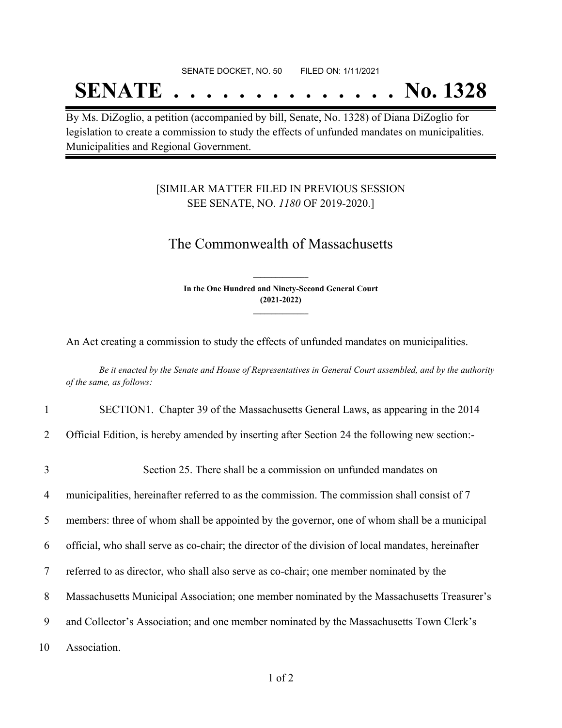SENATE DOCKET, NO. 50        FILED ON: 1/11/2021

# SENATE . . . . . . . . . . . . . . No. 1328

By Ms. DiZoglio, a petition (accompanied by bill, Senate, No. 1328) of Diana DiZoglio for legislation to create a commission to study the effects of unfunded mandates on municipalities. Municipalities and Regional Government.

[SIMILAR MATTER FILED IN PREVIOUS SESSION
SEE SENATE, NO. *1180* OF 2019-2020.]

## The Commonwealth of Massachusetts

**In the One Hundred and Ninety-Second General Court**
**(2021-2022)**

An Act creating a commission to study the effects of unfunded mandates on municipalities.

*Be it enacted by the Senate and House of Representatives in General Court assembled, and by the authority of the same, as follows:*

1 SECTION1. Chapter 39 of the Massachusetts General Laws, as appearing in the 2014
2 Official Edition, is hereby amended by inserting after Section 24 the following new section:-

3 Section 25. There shall be a commission on unfunded mandates on
4 municipalities, hereinafter referred to as the commission. The commission shall consist of 7
5 members: three of whom shall be appointed by the governor, one of whom shall be a municipal
6 official, who shall serve as co-chair; the director of the division of local mandates, hereinafter
7 referred to as director, who shall also serve as co-chair; one member nominated by the
8 Massachusetts Municipal Association; one member nominated by the Massachusetts Treasurer's
9 and Collector's Association; and one member nominated by the Massachusetts Town Clerk's
10 Association.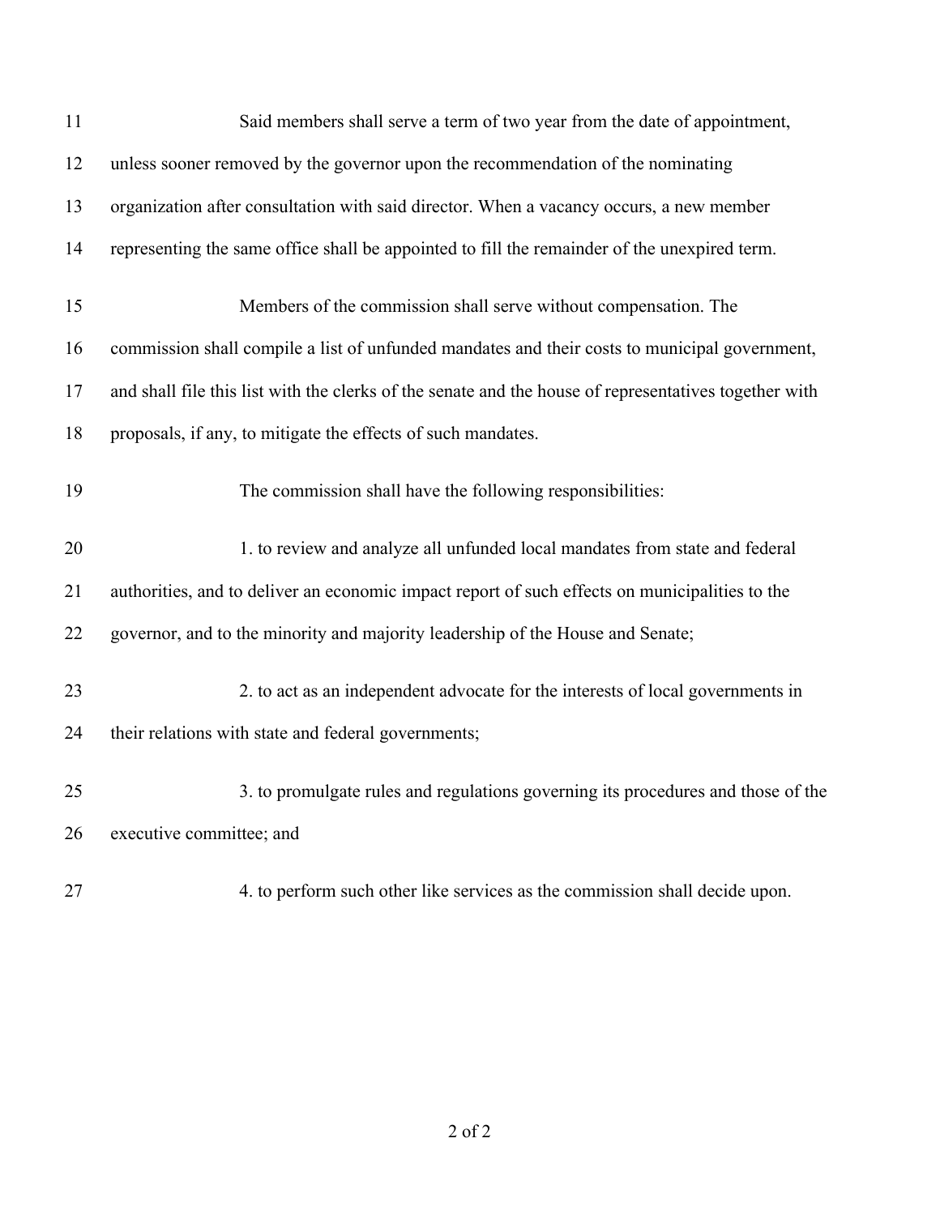Said members shall serve a term of two year from the date of appointment, unless sooner removed by the governor upon the recommendation of the nominating organization after consultation with said director. When a vacancy occurs, a new member representing the same office shall be appointed to fill the remainder of the unexpired term.

Members of the commission shall serve without compensation. The commission shall compile a list of unfunded mandates and their costs to municipal government, and shall file this list with the clerks of the senate and the house of representatives together with proposals, if any, to mitigate the effects of such mandates.

The commission shall have the following responsibilities:

1. to review and analyze all unfunded local mandates from state and federal authorities, and to deliver an economic impact report of such effects on municipalities to the governor, and to the minority and majority leadership of the House and Senate;

2. to act as an independent advocate for the interests of local governments in their relations with state and federal governments;

3. to promulgate rules and regulations governing its procedures and those of the executive committee; and

4. to perform such other like services as the commission shall decide upon.